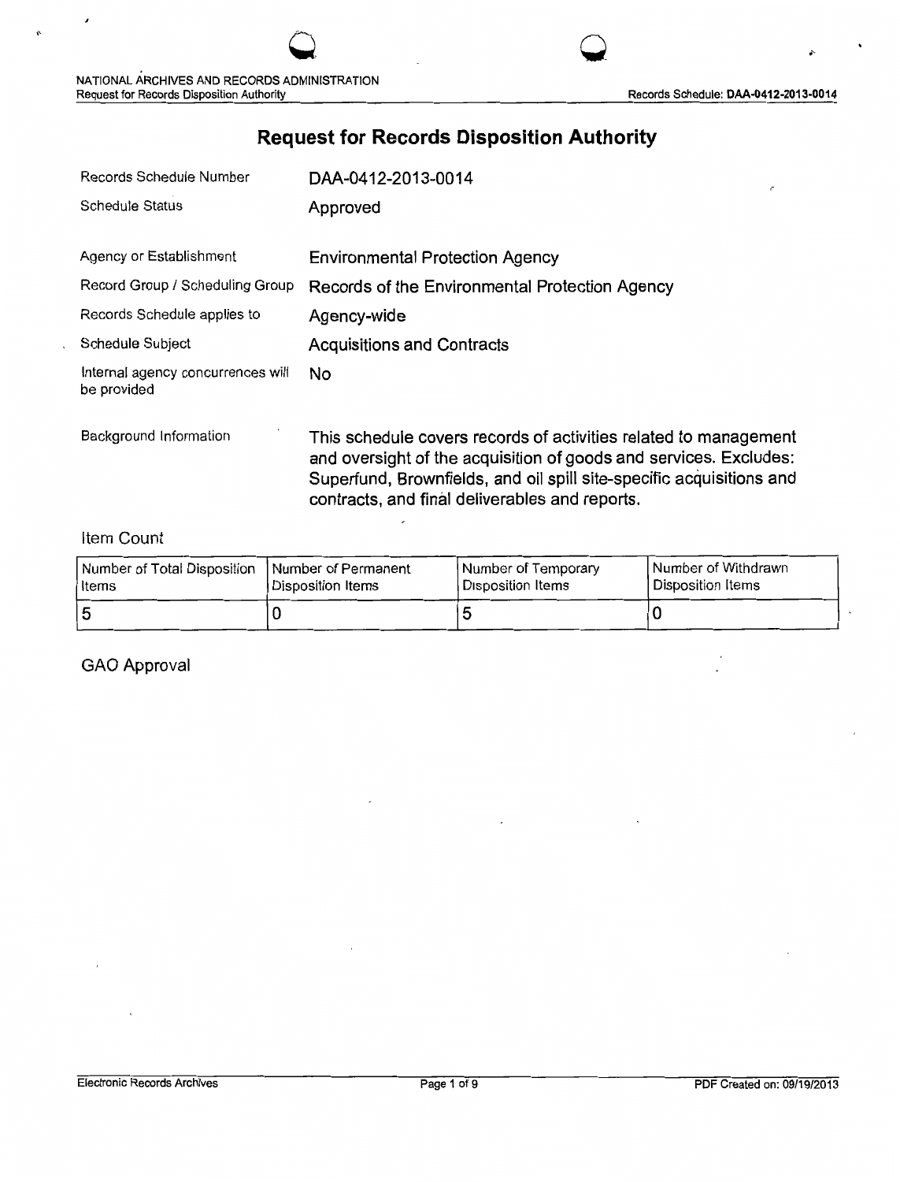# Request for Records Disposition Authority

| | |
|---|---|
| Records Schedule Number | DAA-0412-2013-0014 |
| Schedule Status | Approved |
| Agency or Establishment | Environmental Protection Agency |
| Record Group / Scheduling Group | Records of the Environmental Protection Agency |
| Records Schedule applies to | Agency-wide |
| Schedule Subject | Acquisitions and Contracts |
| Internal agency concurrences will be provided | No |
| Background Information | This schedule covers records of activities related to management and oversight of the acquisition of goods and services. Excludes: Superfund, Brownfields, and oil spill site-specific acquisitions and contracts, and final deliverables and reports. |

## Item Count

| Number of Total Disposition Items | Number of Permanent Disposition Items | Number of Temporary Disposition Items | Number of Withdrawn Disposition Items |
|---|---|---|---|
| 5 | 0 | 5 | 0 |

## GAO Approval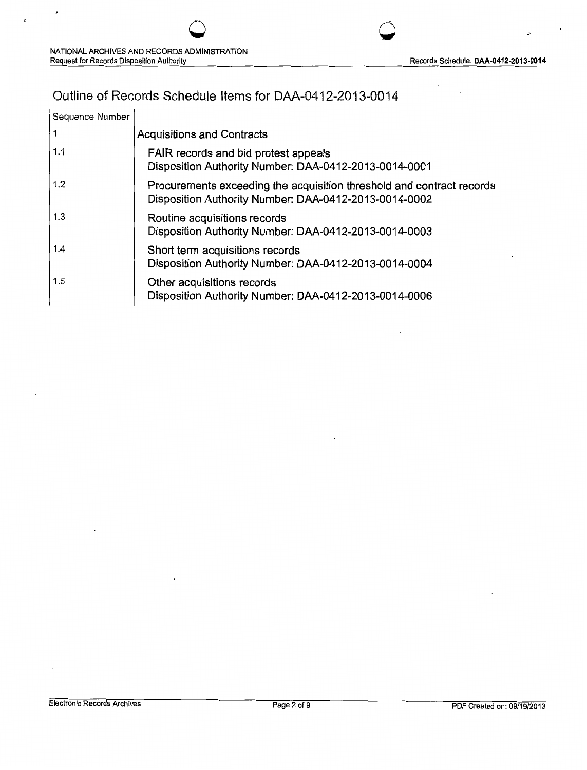# Outline of Records Schedule Items for DAA-0412-2013-0014

| Sequence Number | |
|---|---|
| 1 | Acquisitions and Contracts |
| 1.1 | FAIR records and bid protest appeals<br>Disposition Authority Number: DAA-0412-2013-0014-0001 |
| 1.2 | Procurements exceeding the acquisition threshold and contract records<br>Disposition Authority Number: DAA-0412-2013-0014-0002 |
| 1.3 | Routine acquisitions records<br>Disposition Authority Number: DAA-0412-2013-0014-0003 |
| 1.4 | Short term acquisitions records<br>Disposition Authority Number: DAA-0412-2013-0014-0004 |
| 1.5 | Other acquisitions records<br>Disposition Authority Number: DAA-0412-2013-0014-0006 |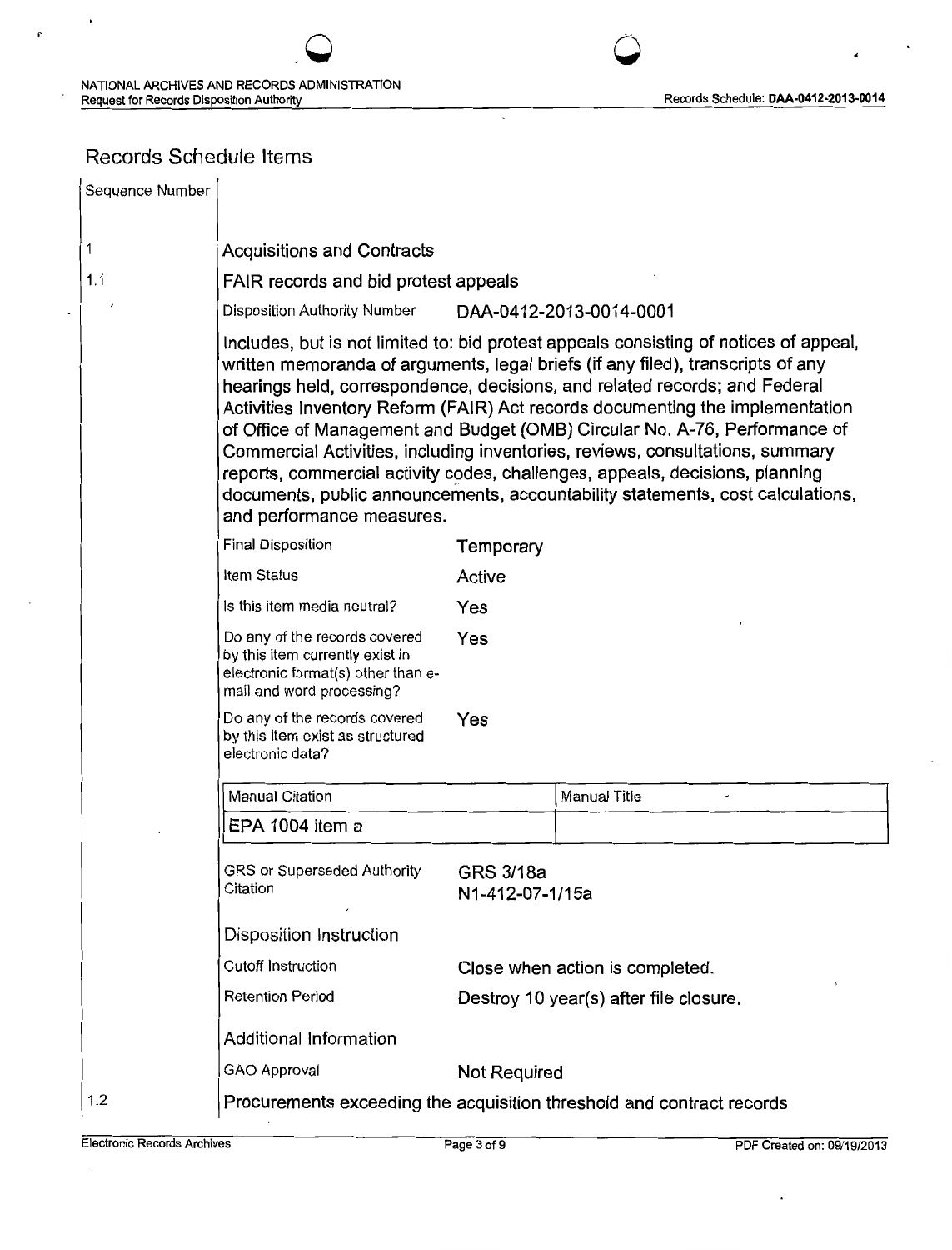## Records Schedule Items

| Sequence Number | |
|---|---|
| 1 | Acquisitions and Contracts |
| 1.1 | FAIR records and bid protest appeals |

Disposition Authority Number: DAA-0412-2013-0014-0001

Includes, but is not limited to: bid protest appeals consisting of notices of appeal, written memoranda of arguments, legal briefs (if any filed), transcripts of any hearings held, correspondence, decisions, and related records; and Federal Activities Inventory Reform (FAIR) Act records documenting the implementation of Office of Management and Budget (OMB) Circular No. A-76, Performance of Commercial Activities, including inventories, reviews, consultations, summary reports, commercial activity codes, challenges, appeals, decisions, planning documents, public announcements, accountability statements, cost calculations, and performance measures.

| | |
|---|---|
| Final Disposition | Temporary |
| Item Status | Active |
| Is this item media neutral? | Yes |
| Do any of the records covered by this item currently exist in electronic format(s) other than e-mail and word processing? | Yes |
| Do any of the records covered by this item exist as structured electronic data? | Yes |

| Manual Citation | Manual Title |
|---|---|
| EPA 1004 item a | |

| | |
|---|---|
| GRS or Superseded Authority Citation | GRS 3/18a<br>N1-412-07-1/15a |

**Disposition Instruction**

| | |
|---|---|
| Cutoff Instruction | Close when action is completed. |
| Retention Period | Destroy 10 year(s) after file closure. |

**Additional Information**

| | |
|---|---|
| GAO Approval | Not Required |

| | |
|---|---|
| 1.2 | Procurements exceeding the acquisition threshold and contract records |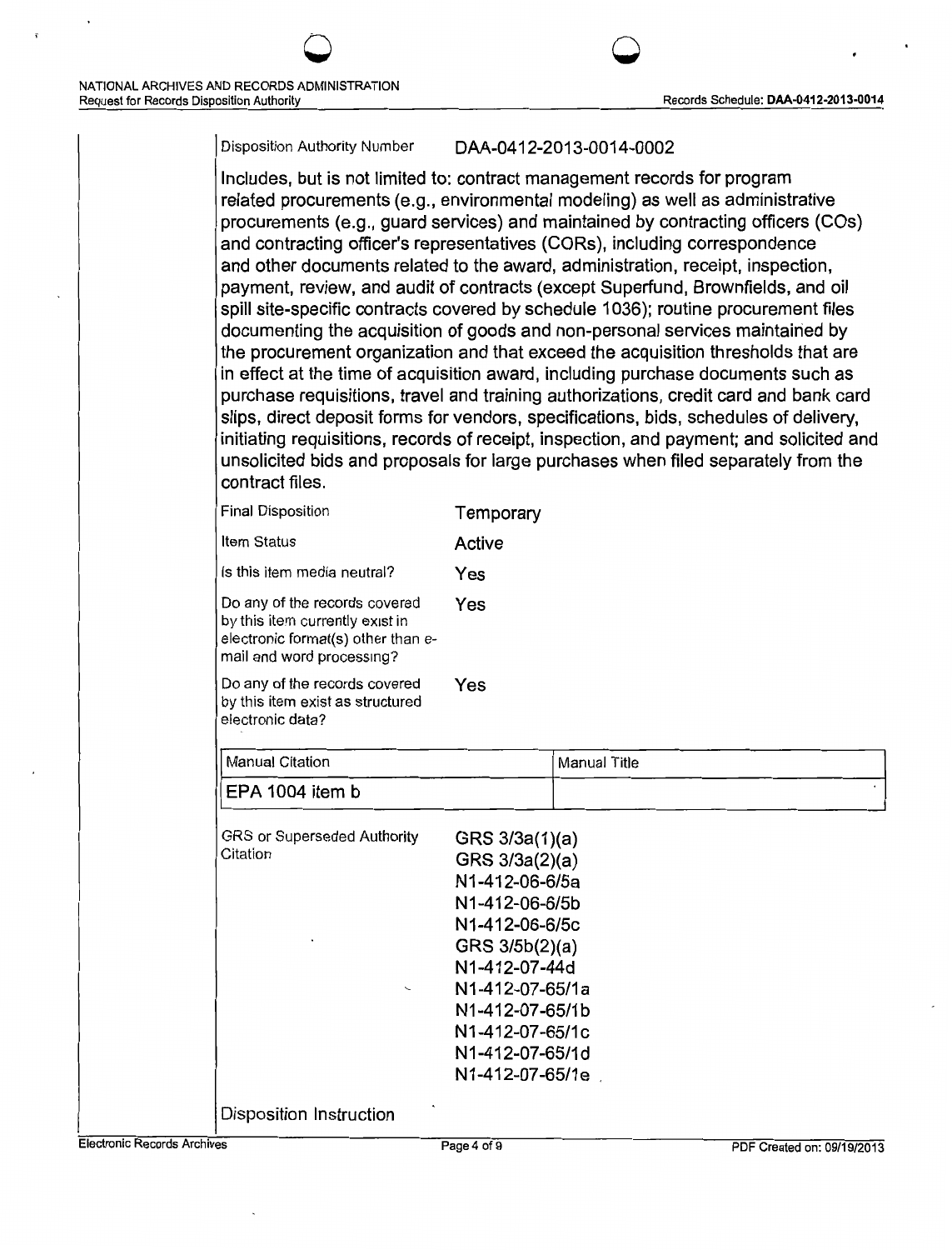Disposition Authority Number DAA-0412-2013-0014-0002

Includes, but is not limited to: contract management records for program related procurements (e.g., environmental modeling) as well as administrative procurements (e.g., guard services) and maintained by contracting officers (COs) and contracting officer's representatives (CORs), including correspondence and other documents related to the award, administration, receipt, inspection, payment, review, and audit of contracts (except Superfund, Brownfields, and oil spill site-specific contracts covered by schedule 1036); routine procurement files documenting the acquisition of goods and non-personal services maintained by the procurement organization and that exceed the acquisition thresholds that are in effect at the time of acquisition award, including purchase documents such as purchase requisitions, travel and training authorizations, credit card and bank card slips, direct deposit forms for vendors, specifications, bids, schedules of delivery, initiating requisitions, records of receipt, inspection, and payment; and solicited and unsolicited bids and proposals for large purchases when filed separately from the contract files.

| | |
|---|---|
| Final Disposition | Temporary |
| Item Status | Active |
| Is this item media neutral? | Yes |
| Do any of the records covered by this item currently exist in electronic format(s) other than e-mail and word processing? | Yes |
| Do any of the records covered by this item exist as structured electronic data? | Yes |

| Manual Citation | Manual Title |
|---|---|
| EPA 1004 item b | |

GRS or Superseded Authority Citation

GRS 3/3a(1)(a)
GRS 3/3a(2)(a)
N1-412-06-6/5a
N1-412-06-6/5b
N1-412-06-6/5c
GRS 3/5b(2)(a)
N1-412-07-44d
N1-412-07-65/1a
N1-412-07-65/1b
N1-412-07-65/1c
N1-412-07-65/1d
N1-412-07-65/1e

Disposition Instruction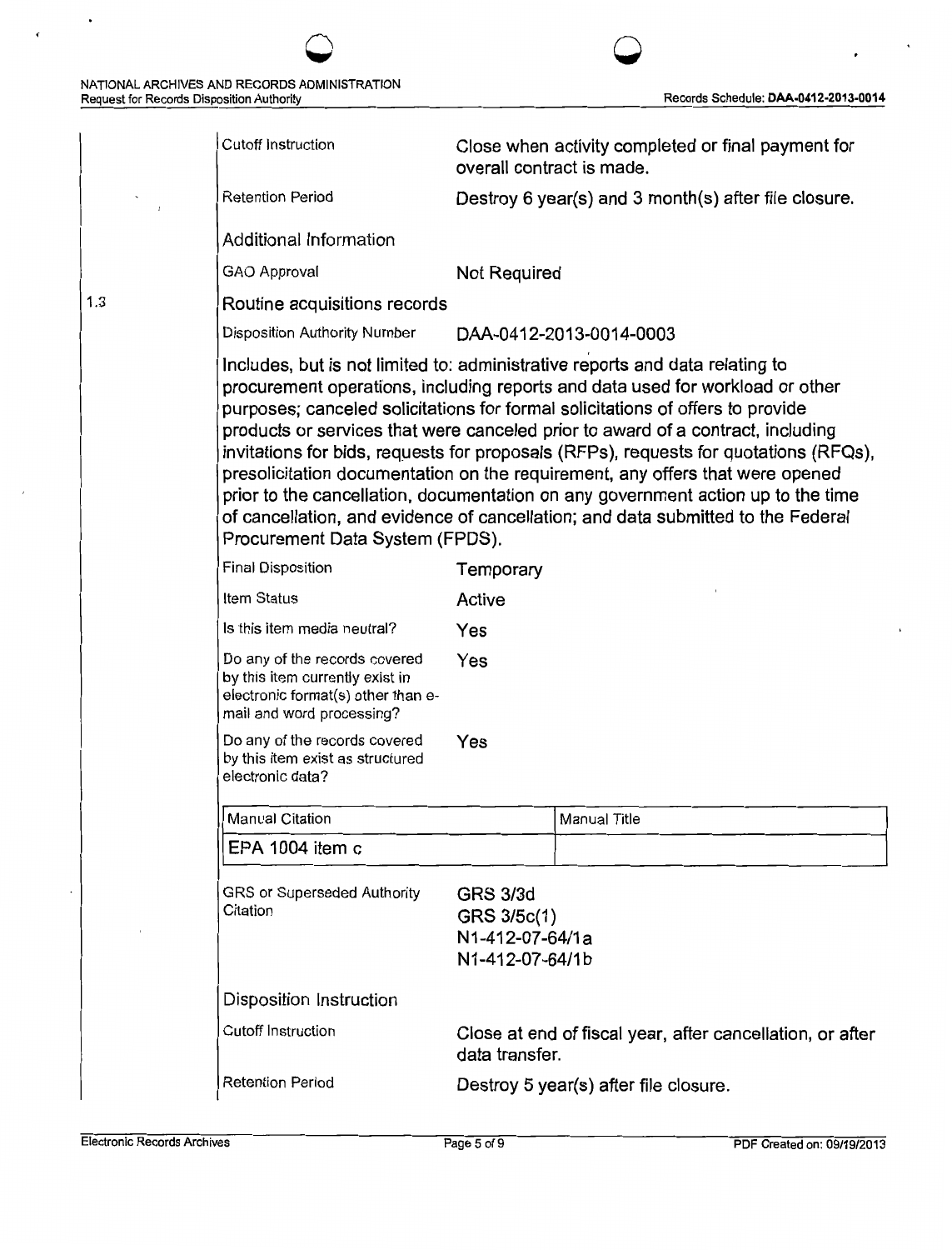| | |
|---|---|
| Cutoff Instruction | Close when activity completed or final payment for overall contract is made. |
| Retention Period | Destroy 6 year(s) and 3 month(s) after file closure. |

Additional Information

| | |
|---|---|
| GAO Approval | Not Required |

### 1.3 Routine acquisitions records

| | |
|---|---|
| Disposition Authority Number | DAA-0412-2013-0014-0003 |

Includes, but is not limited to: administrative reports and data relating to procurement operations, including reports and data used for workload or other purposes; canceled solicitations for formal solicitations of offers to provide products or services that were canceled prior to award of a contract, including invitations for bids, requests for proposals (RFPs), requests for quotations (RFQs), presolicitation documentation on the requirement, any offers that were opened prior to the cancellation, documentation on any government action up to the time of cancellation, and evidence of cancellation; and data submitted to the Federal Procurement Data System (FPDS).

| | |
|---|---|
| Final Disposition | Temporary |
| Item Status | Active |
| Is this item media neutral? | Yes |
| Do any of the records covered by this item currently exist in electronic format(s) other than e-mail and word processing? | Yes |
| Do any of the records covered by this item exist as structured electronic data? | Yes |

| Manual Citation | Manual Title |
|---|---|
| EPA 1004 item c | |

| | |
|---|---|
| GRS or Superseded Authority Citation | GRS 3/3d<br>GRS 3/5c(1)<br>N1-412-07-64/1a<br>N1-412-07-64/1b |

Disposition Instruction

| | |
|---|---|
| Cutoff Instruction | Close at end of fiscal year, after cancellation, or after data transfer. |
| Retention Period | Destroy 5 year(s) after file closure. |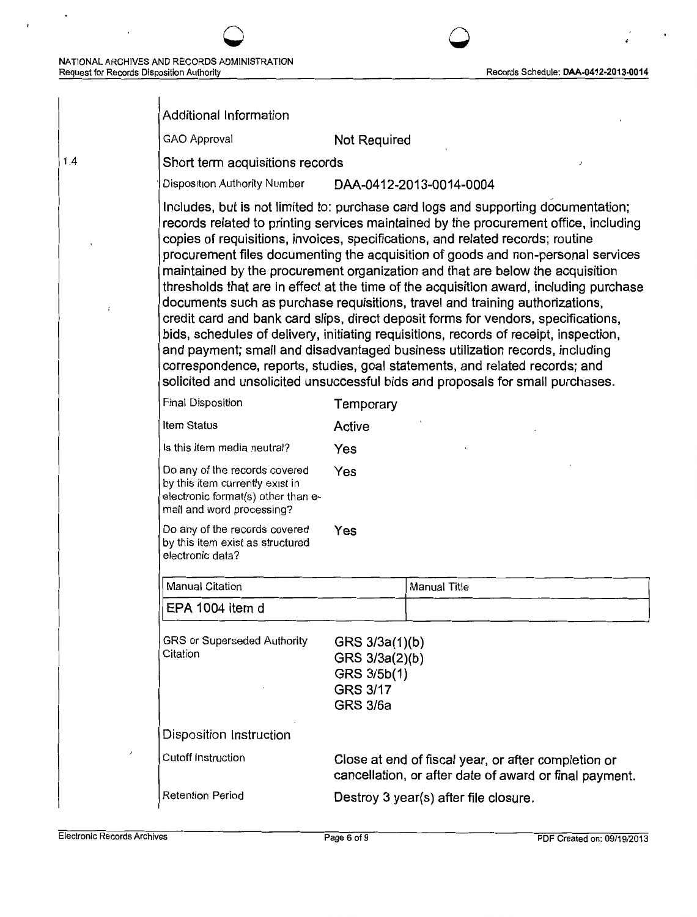Additional Information

| | |
|---|---|
| GAO Approval | Not Required |

1.4

### Short term acquisitions records

| | |
|---|---|
| Disposition Authority Number | DAA-0412-2013-0014-0004 |

Includes, but is not limited to: purchase card logs and supporting documentation; records related to printing services maintained by the procurement office, including copies of requisitions, invoices, specifications, and related records; routine procurement files documenting the acquisition of goods and non-personal services maintained by the procurement organization and that are below the acquisition thresholds that are in effect at the time of the acquisition award, including purchase documents such as purchase requisitions, travel and training authorizations, credit card and bank card slips, direct deposit forms for vendors, specifications, bids, schedules of delivery, initiating requisitions, records of receipt, inspection, and payment; small and disadvantaged business utilization records, including correspondence, reports, studies, goal statements, and related records; and solicited and unsolicited unsuccessful bids and proposals for small purchases.

| | |
|---|---|
| Final Disposition | Temporary |
| Item Status | Active |
| Is this item media neutral? | Yes |
| Do any of the records covered by this item currently exist in electronic format(s) other than e-mail and word processing? | Yes |
| Do any of the records covered by this item exist as structured electronic data? | Yes |

| Manual Citation | Manual Title |
|---|---|
| EPA 1004 item d | |

| | |
|---|---|
| GRS or Superseded Authority Citation | GRS 3/3a(1)(b)<br>GRS 3/3a(2)(b)<br>GRS 3/5b(1)<br>GRS 3/17<br>GRS 3/6a |

Disposition Instruction

| | |
|---|---|
| Cutoff Instruction | Close at end of fiscal year, or after completion or cancellation, or after date of award or final payment. |
| Retention Period | Destroy 3 year(s) after file closure. |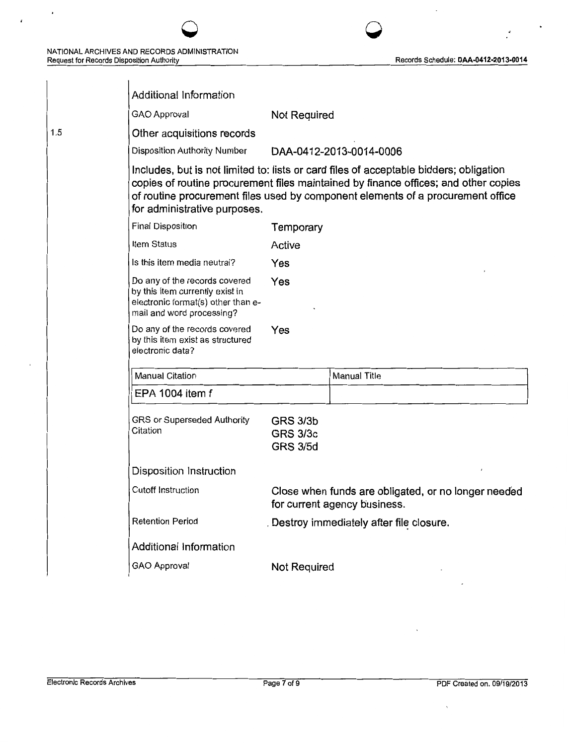Additional Information

GAO Approval Not Required

1.5 Other acquisitions records

Disposition Authority Number DAA-0412-2013-0014-0006

Includes, but is not limited to: lists or card files of acceptable bidders; obligation copies of routine procurement files maintained by finance offices; and other copies of routine procurement files used by component elements of a procurement office for administrative purposes.

Final Disposition Temporary

Item Status Active

Is this item media neutral? Yes

Do any of the records covered by this item currently exist in electronic format(s) other than e-mail and word processing? Yes

Do any of the records covered by this item exist as structured electronic data? Yes

| Manual Citation | Manual Title |
|---|---|
| EPA 1004 item f | |

GRS or Superseded Authority Citation GRS 3/3b
GRS 3/3c
GRS 3/5d

Disposition Instruction

Cutoff Instruction Close when funds are obligated, or no longer needed for current agency business.

Retention Period Destroy immediately after file closure.

Additional Information

GAO Approval Not Required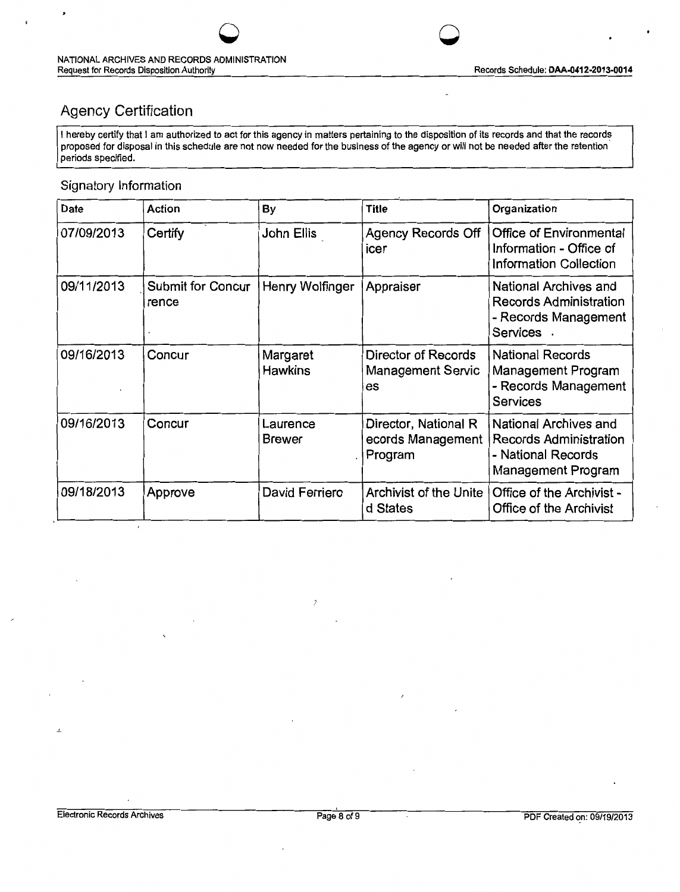## Agency Certification

I hereby certify that I am authorized to act for this agency in matters pertaining to the disposition of its records and that the records proposed for disposal in this schedule are not now needed for the business of the agency or will not be needed after the retention periods specified.

### Signatory Information

| Date | Action | By | Title | Organization |
|---|---|---|---|---|
| 07/09/2013 | Certify | John Ellis | Agency Records Officer | Office of Environmental Information - Office of Information Collection |
| 09/11/2013 | Submit for Concurrence | Henry Wolfinger | Appraiser | National Archives and Records Administration - Records Management Services |
| 09/16/2013 | Concur | Margaret Hawkins | Director of Records Management Services | National Records Management Program - Records Management Services |
| 09/16/2013 | Concur | Laurence Brewer | Director, National Records Management Program | National Archives and Records Administration - National Records Management Program |
| 09/18/2013 | Approve | David Ferriero | Archivist of the United States | Office of the Archivist - Office of the Archivist |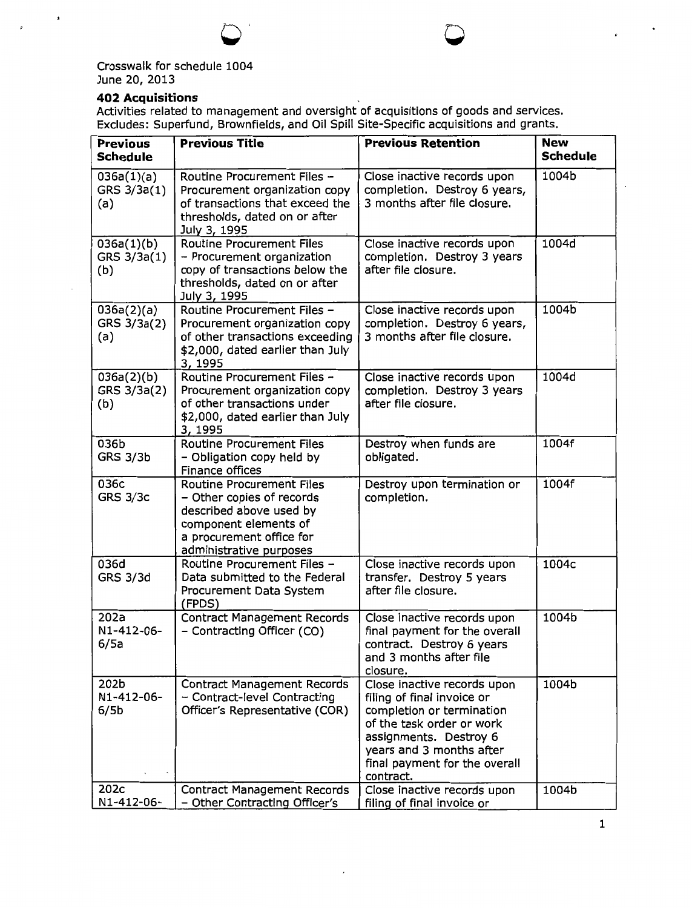Crosswalk for schedule 1004
June 20, 2013

### 402 Acquisitions

Activities related to management and oversight of acquisitions of goods and services.
Excludes: Superfund, Brownfields, and Oil Spill Site-Specific acquisitions and grants.

| Previous Schedule | Previous Title | Previous Retention | New Schedule |
|---|---|---|---|
| 036a(1)(a) GRS 3/3a(1)(a) | Routine Procurement Files – Procurement organization copy of transactions that exceed the thresholds, dated on or after July 3, 1995 | Close inactive records upon completion. Destroy 6 years, 3 months after file closure. | 1004b |
| 036a(1)(b) GRS 3/3a(1)(b) | Routine Procurement Files – Procurement organization copy of transactions below the thresholds, dated on or after July 3, 1995 | Close inactive records upon completion. Destroy 3 years after file closure. | 1004d |
| 036a(2)(a) GRS 3/3a(2)(a) | Routine Procurement Files – Procurement organization copy of other transactions exceeding $2,000, dated earlier than July 3, 1995 | Close inactive records upon completion. Destroy 6 years, 3 months after file closure. | 1004b |
| 036a(2)(b) GRS 3/3a(2)(b) | Routine Procurement Files – Procurement organization copy of other transactions under $2,000, dated earlier than July 3, 1995 | Close inactive records upon completion. Destroy 3 years after file closure. | 1004d |
| 036b GRS 3/3b | Routine Procurement Files – Obligation copy held by Finance offices | Destroy when funds are obligated. | 1004f |
| 036c GRS 3/3c | Routine Procurement Files – Other copies of records described above used by component elements of a procurement office for administrative purposes | Destroy upon termination or completion. | 1004f |
| 036d GRS 3/3d | Routine Procurement Files – Data submitted to the Federal Procurement Data System (FPDS) | Close inactive records upon transfer. Destroy 5 years after file closure. | 1004c |
| 202a N1-412-06-6/5a | Contract Management Records – Contracting Officer (CO) | Close inactive records upon final payment for the overall contract. Destroy 6 years and 3 months after file closure. | 1004b |
| 202b N1-412-06-6/5b | Contract Management Records – Contract-level Contracting Officer's Representative (COR) | Close inactive records upon filing of final invoice or completion or termination of the task order or work assignments. Destroy 6 years and 3 months after final payment for the overall contract. | 1004b |
| 202c N1-412-06- | Contract Management Records – Other Contracting Officer's | Close inactive records upon filing of final invoice or | 1004b |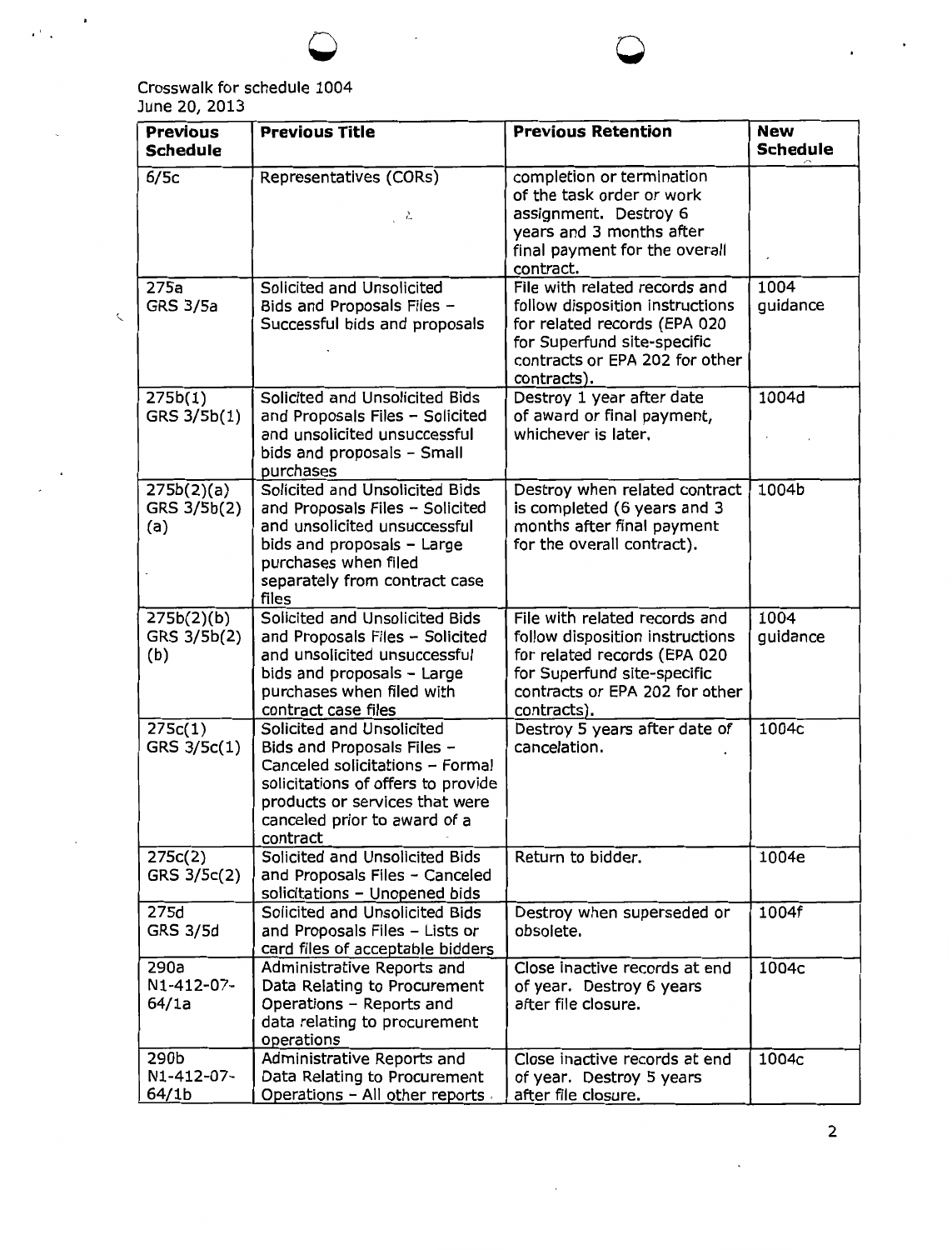Crosswalk for schedule 1004
June 20, 2013

| Previous Schedule | Previous Title | Previous Retention | New Schedule |
|---|---|---|---|
| 6/5c | Representatives (CORs) | completion or termination of the task order or work assignment. Destroy 6 years and 3 months after final payment for the overall contract. | |
| 275a GRS 3/5a | Solicited and Unsolicited Bids and Proposals Files – Successful bids and proposals | File with related records and follow disposition instructions for related records (EPA 020 for Superfund site-specific contracts or EPA 202 for other contracts). | 1004 guidance |
| 275b(1) GRS 3/5b(1) | Solicited and Unsolicited Bids and Proposals Files – Solicited and unsolicited unsuccessful bids and proposals – Small purchases | Destroy 1 year after date of award or final payment, whichever is later. | 1004d |
| 275b(2)(a) GRS 3/5b(2)(a) | Solicited and Unsolicited Bids and Proposals Files – Solicited and unsolicited unsuccessful bids and proposals – Large purchases when filed separately from contract case files | Destroy when related contract is completed (6 years and 3 months after final payment for the overall contract). | 1004b |
| 275b(2)(b) GRS 3/5b(2)(b) | Solicited and Unsolicited Bids and Proposals Files – Solicited and unsolicited unsuccessful bids and proposals – Large purchases when filed with contract case files | File with related records and follow disposition instructions for related records (EPA 020 for Superfund site-specific contracts or EPA 202 for other contracts). | 1004 guidance |
| 275c(1) GRS 3/5c(1) | Solicited and Unsolicited Bids and Proposals Files – Canceled solicitations – Formal solicitations of offers to provide products or services that were canceled prior to award of a contract | Destroy 5 years after date of cancelation. | 1004c |
| 275c(2) GRS 3/5c(2) | Solicited and Unsolicited Bids and Proposals Files – Canceled solicitations – Unopened bids | Return to bidder. | 1004e |
| 275d GRS 3/5d | Solicited and Unsolicited Bids and Proposals Files – Lists or card files of acceptable bidders | Destroy when superseded or obsolete. | 1004f |
| 290a N1-412-07-64/1a | Administrative Reports and Data Relating to Procurement Operations – Reports and data relating to procurement operations | Close inactive records at end of year. Destroy 6 years after file closure. | 1004c |
| 290b N1-412-07-64/1b | Administrative Reports and Data Relating to Procurement Operations – All other reports | Close inactive records at end of year. Destroy 5 years after file closure. | 1004c |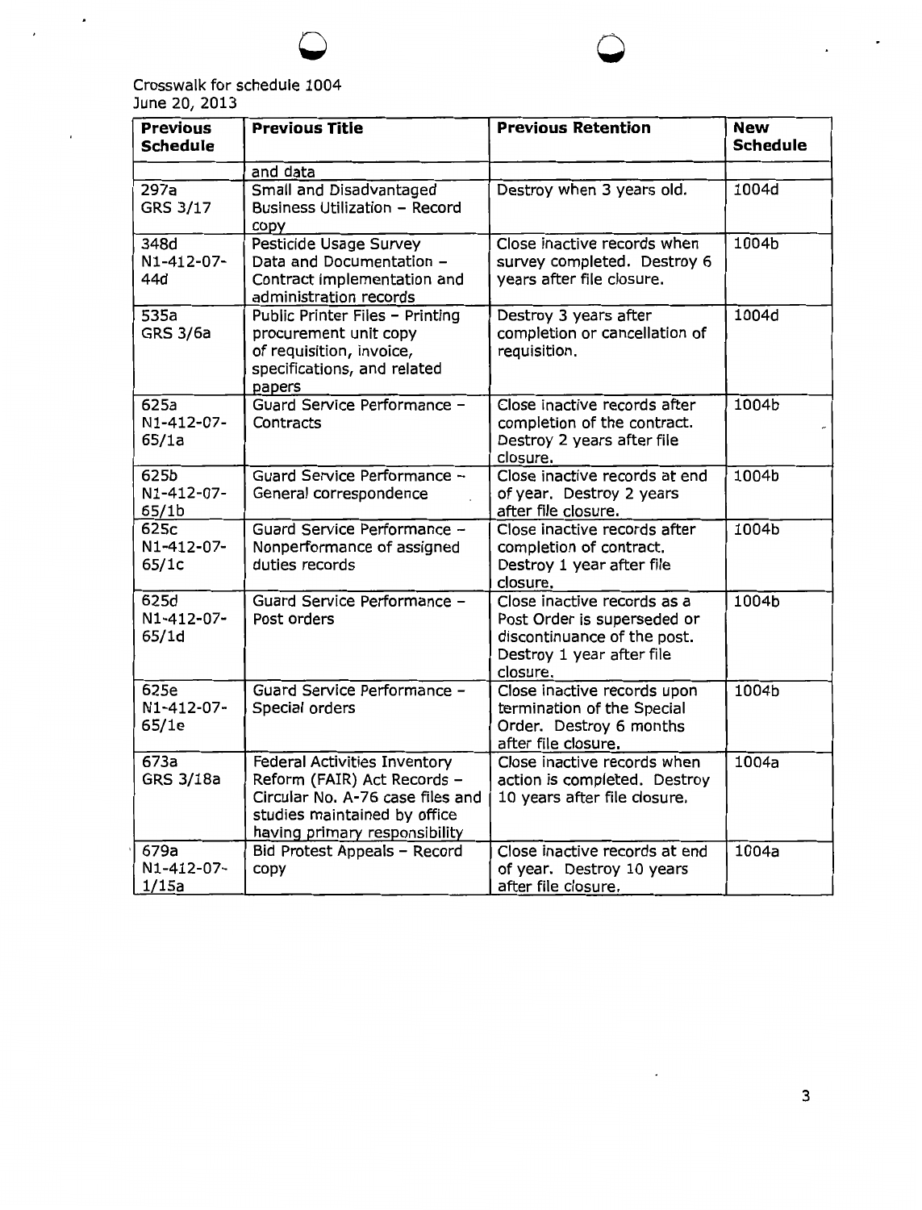Crosswalk for schedule 1004
June 20, 2013

| Previous Schedule | Previous Title | Previous Retention | New Schedule |
|---|---|---|---|
| | and data | | |
| 297a GRS 3/17 | Small and Disadvantaged Business Utilization – Record copy | Destroy when 3 years old. | 1004d |
| 348d N1-412-07-44d | Pesticide Usage Survey Data and Documentation – Contract implementation and administration records | Close inactive records when survey completed. Destroy 6 years after file closure. | 1004b |
| 535a GRS 3/6a | Public Printer Files – Printing procurement unit copy of requisition, invoice, specifications, and related papers | Destroy 3 years after completion or cancellation of requisition. | 1004d |
| 625a N1-412-07-65/1a | Guard Service Performance – Contracts | Close inactive records after completion of the contract. Destroy 2 years after file closure. | 1004b |
| 625b N1-412-07-65/1b | Guard Service Performance – General correspondence | Close inactive records at end of year. Destroy 2 years after file closure. | 1004b |
| 625c N1-412-07-65/1c | Guard Service Performance – Nonperformance of assigned duties records | Close inactive records after completion of contract. Destroy 1 year after file closure. | 1004b |
| 625d N1-412-07-65/1d | Guard Service Performance – Post orders | Close inactive records as a Post Order is superseded or discontinuance of the post. Destroy 1 year after file closure. | 1004b |
| 625e N1-412-07-65/1e | Guard Service Performance – Special orders | Close inactive records upon termination of the Special Order. Destroy 6 months after file closure. | 1004b |
| 673a GRS 3/18a | Federal Activities Inventory Reform (FAIR) Act Records – Circular No. A-76 case files and studies maintained by office having primary responsibility | Close inactive records when action is completed. Destroy 10 years after file closure. | 1004a |
| 679a N1-412-07-1/15a | Bid Protest Appeals – Record copy | Close inactive records at end of year. Destroy 10 years after file closure. | 1004a |